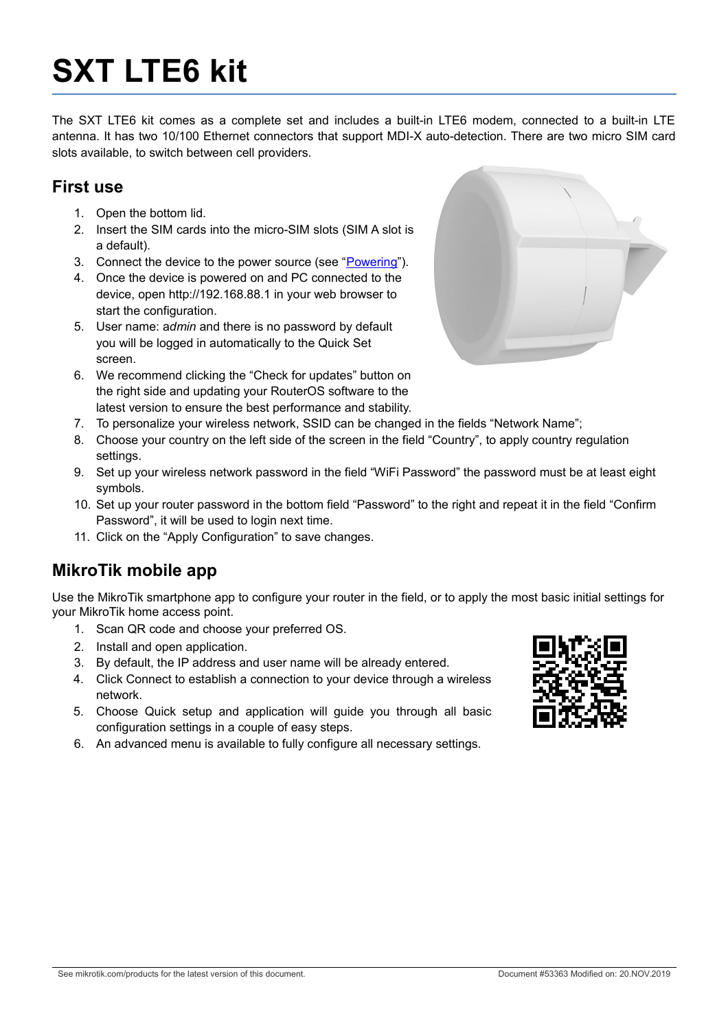# SXT LTE6 kit

The SXT LTE6 kit comes as a complete set and includes a built-in LTE6 modem, connected to a built-in LTE antenna. It has two 10/100 Ethernet connectors that support MDI-X auto-detection. There are two micro SIM card slots available, to switch between cell providers.

## First use

1. Open the bottom lid.
2. Insert the SIM cards into the micro-SIM slots (SIM A slot is a default).
3. Connect the device to the power source (see "Powering").
4. Once the device is powered on and PC connected to the device, open http://192.168.88.1 in your web browser to start the configuration.
5. User name: *admin* and there is no password by default you will be logged in automatically to the Quick Set screen.
6. We recommend clicking the "Check for updates" button on the right side and updating your RouterOS software to the latest version to ensure the best performance and stability.
7. To personalize your wireless network, SSID can be changed in the fields "Network Name";
8. Choose your country on the left side of the screen in the field "Country", to apply country regulation settings.
9. Set up your wireless network password in the field "WiFi Password" the password must be at least eight symbols.
10. Set up your router password in the bottom field "Password" to the right and repeat it in the field "Confirm Password", it will be used to login next time.
11. Click on the "Apply Configuration" to save changes.

## MikroTik mobile app

Use the MikroTik smartphone app to configure your router in the field, or to apply the most basic initial settings for your MikroTik home access point.

1. Scan QR code and choose your preferred OS.
2. Install and open application.
3. By default, the IP address and user name will be already entered.
4. Click Connect to establish a connection to your device through a wireless network.
5. Choose Quick setup and application will guide you through all basic configuration settings in a couple of easy steps.
6. An advanced menu is available to fully configure all necessary settings.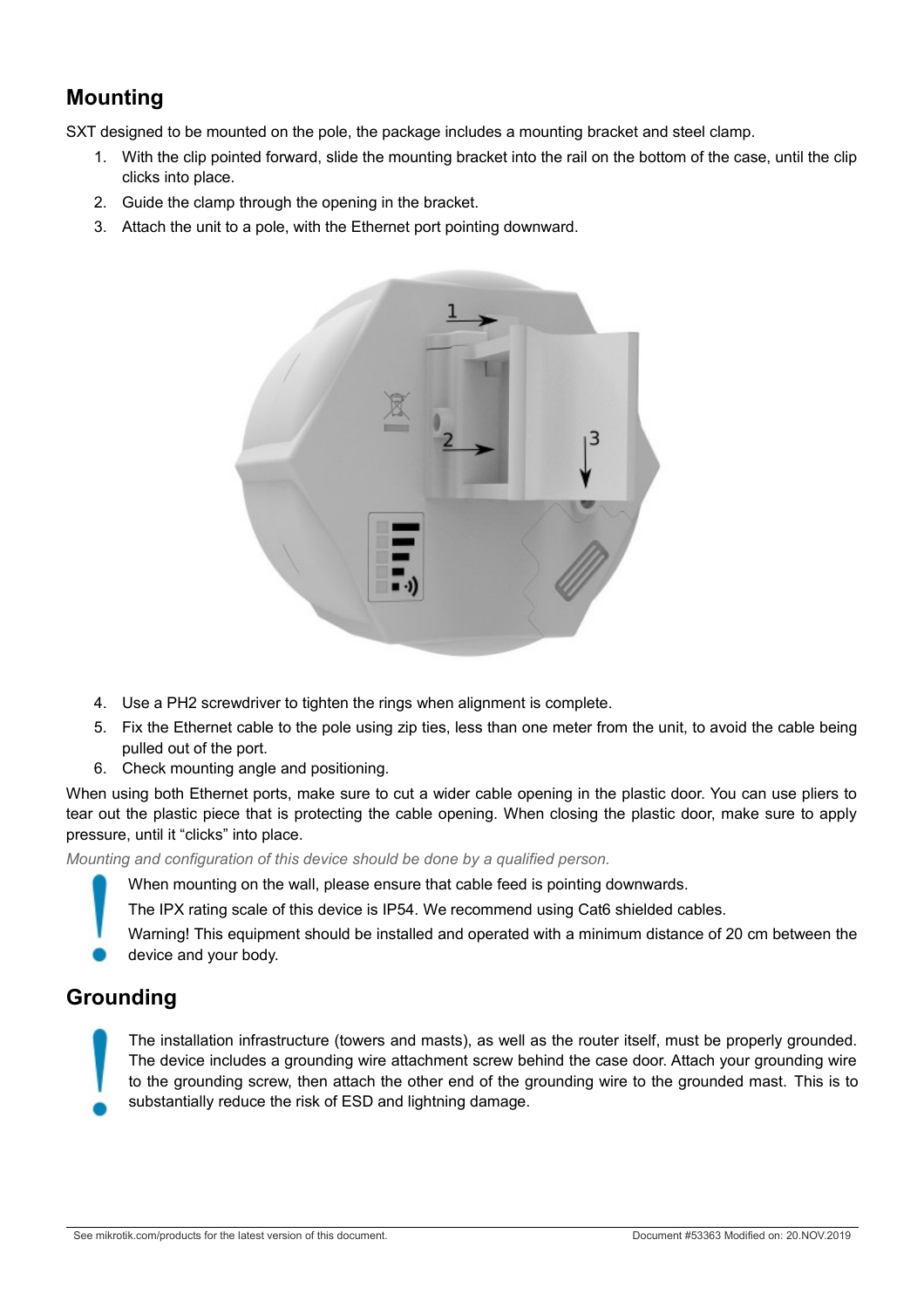## Mounting

SXT designed to be mounted on the pole, the package includes a mounting bracket and steel clamp.

1. With the clip pointed forward, slide the mounting bracket into the rail on the bottom of the case, until the clip clicks into place.
2. Guide the clamp through the opening in the bracket.
3. Attach the unit to a pole, with the Ethernet port pointing downward.

4. Use a PH2 screwdriver to tighten the rings when alignment is complete.
5. Fix the Ethernet cable to the pole using zip ties, less than one meter from the unit, to avoid the cable being pulled out of the port.
6. Check mounting angle and positioning.

When using both Ethernet ports, make sure to cut a wider cable opening in the plastic door. You can use pliers to tear out the plastic piece that is protecting the cable opening. When closing the plastic door, make sure to apply pressure, until it "clicks" into place.

*Mounting and configuration of this device should be done by a qualified person.*

When mounting on the wall, please ensure that cable feed is pointing downwards.

The IPX rating scale of this device is IP54. We recommend using Cat6 shielded cables.

Warning! This equipment should be installed and operated with a minimum distance of 20 cm between the device and your body.

## Grounding

The installation infrastructure (towers and masts), as well as the router itself, must be properly grounded. The device includes a grounding wire attachment screw behind the case door. Attach your grounding wire to the grounding screw, then attach the other end of the grounding wire to the grounded mast. This is to substantially reduce the risk of ESD and lightning damage.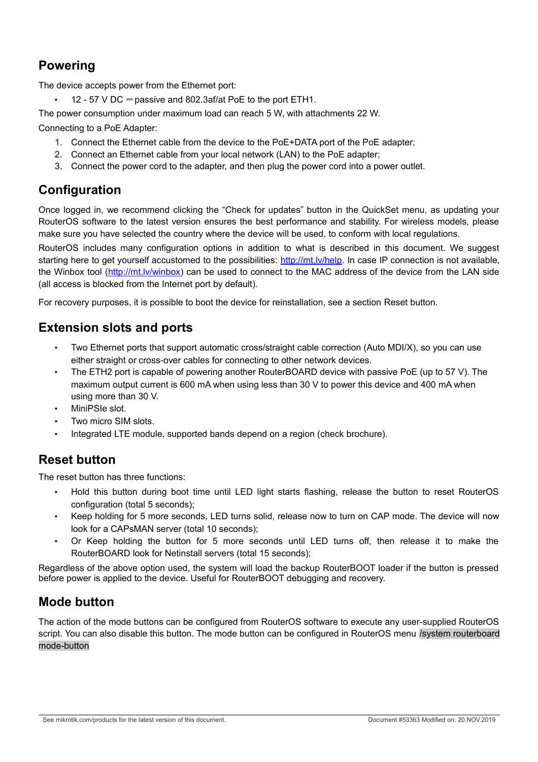## Powering

The device accepts power from the Ethernet port:

- 12 - 57 V DC ⎓ passive and 802.3af/at PoE to the port ETH1.

The power consumption under maximum load can reach 5 W, with attachments 22 W.

Connecting to a PoE Adapter:

1. Connect the Ethernet cable from the device to the PoE+DATA port of the PoE adapter;
2. Connect an Ethernet cable from your local network (LAN) to the PoE adapter;
3. Connect the power cord to the adapter, and then plug the power cord into a power outlet.

## Configuration

Once logged in, we recommend clicking the "Check for updates" button in the QuickSet menu, as updating your RouterOS software to the latest version ensures the best performance and stability. For wireless models, please make sure you have selected the country where the device will be used, to conform with local regulations.

RouterOS includes many configuration options in addition to what is described in this document. We suggest starting here to get yourself accustomed to the possibilities: [http://mt.lv/help](http://mt.lv/help). In case IP connection is not available, the Winbox tool ([http://mt.lv/winbox](http://mt.lv/winbox)) can be used to connect to the MAC address of the device from the LAN side (all access is blocked from the Internet port by default).

For recovery purposes, it is possible to boot the device for reinstallation, see a section Reset button.

## Extension slots and ports

- Two Ethernet ports that support automatic cross/straight cable correction (Auto MDI/X), so you can use either straight or cross-over cables for connecting to other network devices.
- The ETH2 port is capable of powering another RouterBOARD device with passive PoE (up to 57 V). The maximum output current is 600 mA when using less than 30 V to power this device and 400 mA when using more than 30 V.
- MiniPSIe slot.
- Two micro SIM slots.
- Integrated LTE module, supported bands depend on a region (check brochure).

## Reset button

The reset button has three functions:

- Hold this button during boot time until LED light starts flashing, release the button to reset RouterOS configuration (total 5 seconds);
- Keep holding for 5 more seconds, LED turns solid, release now to turn on CAP mode. The device will now look for a CAPsMAN server (total 10 seconds);
- Or Keep holding the button for 5 more seconds until LED turns off, then release it to make the RouterBOARD look for Netinstall servers (total 15 seconds);

Regardless of the above option used, the system will load the backup RouterBOOT loader if the button is pressed before power is applied to the device. Useful for RouterBOOT debugging and recovery.

## Mode button

The action of the mode buttons can be configured from RouterOS software to execute any user-supplied RouterOS script. You can also disable this button. The mode button can be configured in RouterOS menu `/system routerboard mode-button`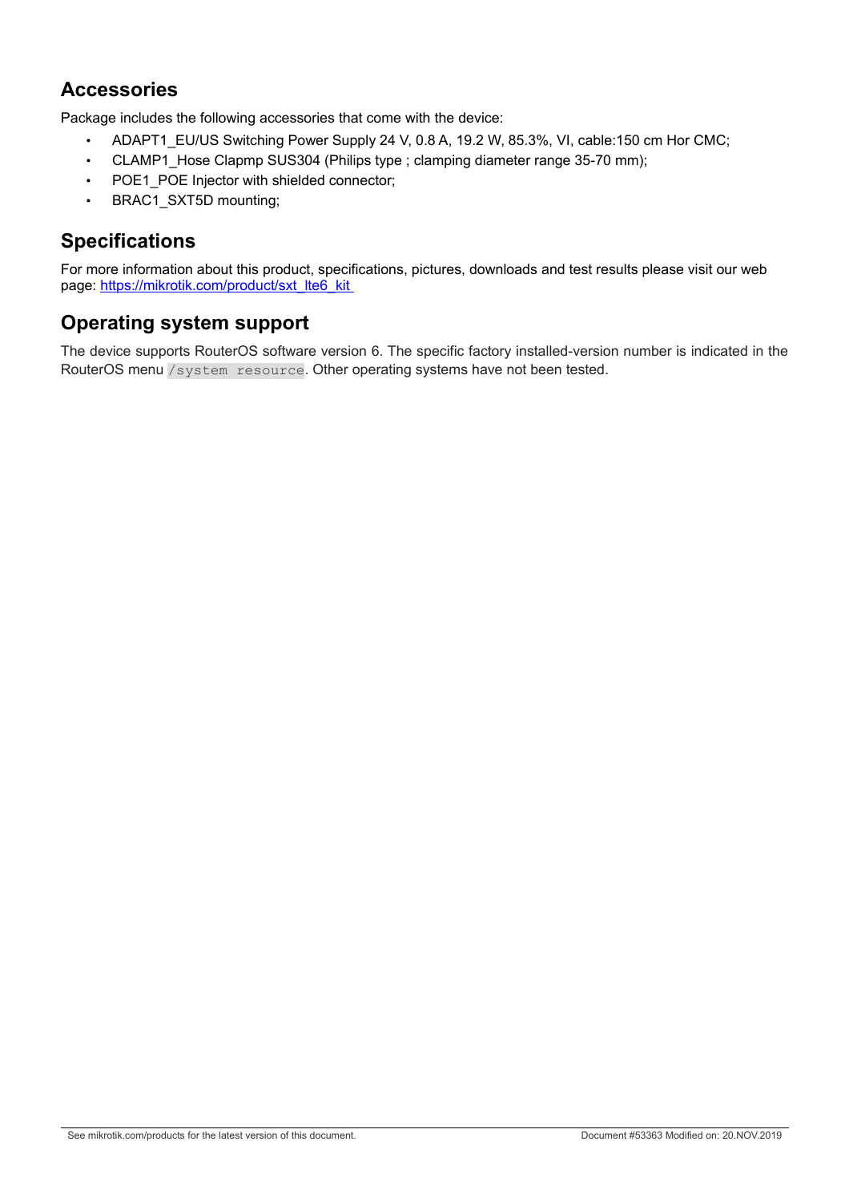## Accessories

Package includes the following accessories that come with the device:

- ADAPT1_EU/US Switching Power Supply 24 V, 0.8 A, 19.2 W, 85.3%, VI, cable:150 cm Hor CMC;
- CLAMP1_Hose Clapmp SUS304 (Philips type ; clamping diameter range 35-70 mm);
- POE1_POE Injector with shielded connector;
- BRAC1_SXT5D mounting;

## Specifications

For more information about this product, specifications, pictures, downloads and test results please visit our web page: [https://mikrotik.com/product/sxt_lte6_kit](https://mikrotik.com/product/sxt_lte6_kit)

## Operating system support

The device supports RouterOS software version 6. The specific factory installed-version number is indicated in the RouterOS menu `/system resource`. Other operating systems have not been tested.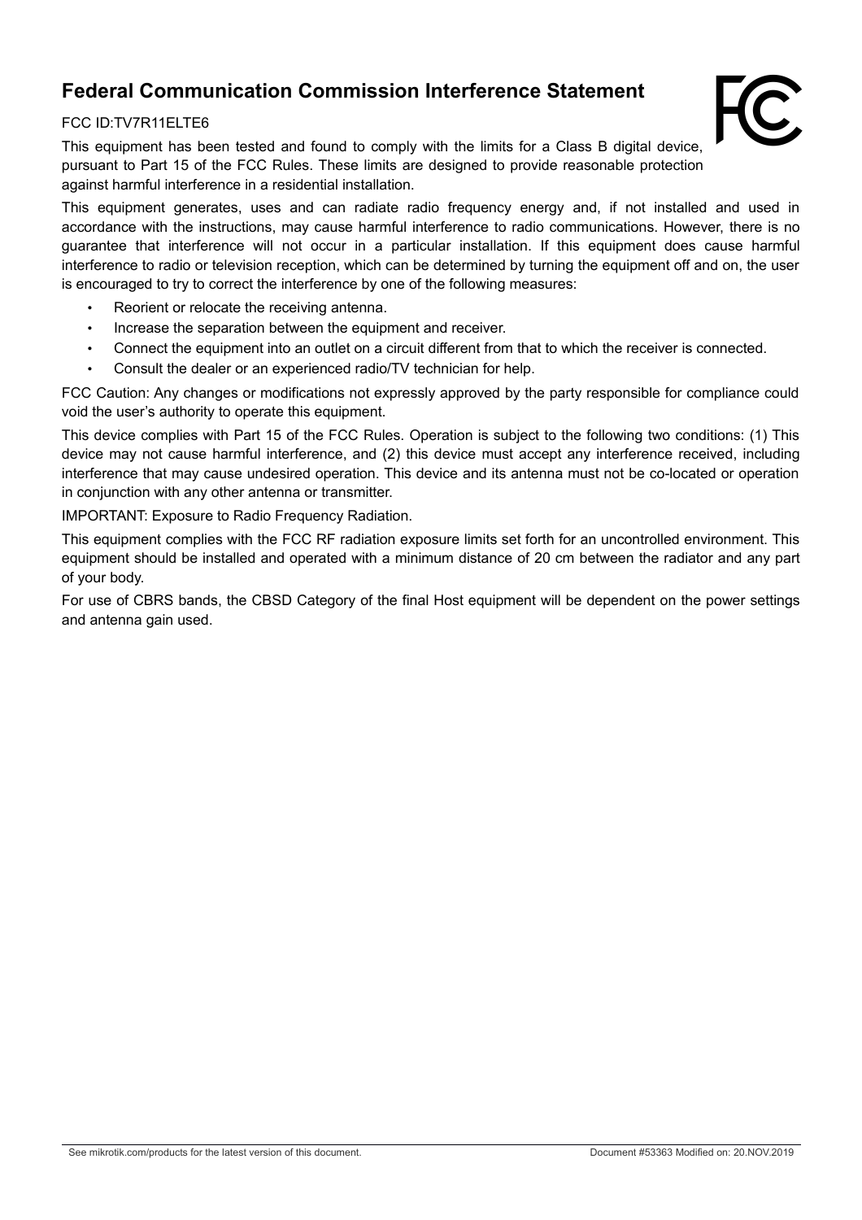# Federal Communication Commission Interference Statement

FCC ID:TV7R11ELTE6

This equipment has been tested and found to comply with the limits for a Class B digital device, pursuant to Part 15 of the FCC Rules. These limits are designed to provide reasonable protection against harmful interference in a residential installation.

This equipment generates, uses and can radiate radio frequency energy and, if not installed and used in accordance with the instructions, may cause harmful interference to radio communications. However, there is no guarantee that interference will not occur in a particular installation. If this equipment does cause harmful interference to radio or television reception, which can be determined by turning the equipment off and on, the user is encouraged to try to correct the interference by one of the following measures:

- Reorient or relocate the receiving antenna.
- Increase the separation between the equipment and receiver.
- Connect the equipment into an outlet on a circuit different from that to which the receiver is connected.
- Consult the dealer or an experienced radio/TV technician for help.

FCC Caution: Any changes or modifications not expressly approved by the party responsible for compliance could void the user's authority to operate this equipment.

This device complies with Part 15 of the FCC Rules. Operation is subject to the following two conditions: (1) This device may not cause harmful interference, and (2) this device must accept any interference received, including interference that may cause undesired operation. This device and its antenna must not be co-located or operation in conjunction with any other antenna or transmitter.

IMPORTANT: Exposure to Radio Frequency Radiation.

This equipment complies with the FCC RF radiation exposure limits set forth for an uncontrolled environment. This equipment should be installed and operated with a minimum distance of 20 cm between the radiator and any part of your body.

For use of CBRS bands, the CBSD Category of the final Host equipment will be dependent on the power settings and antenna gain used.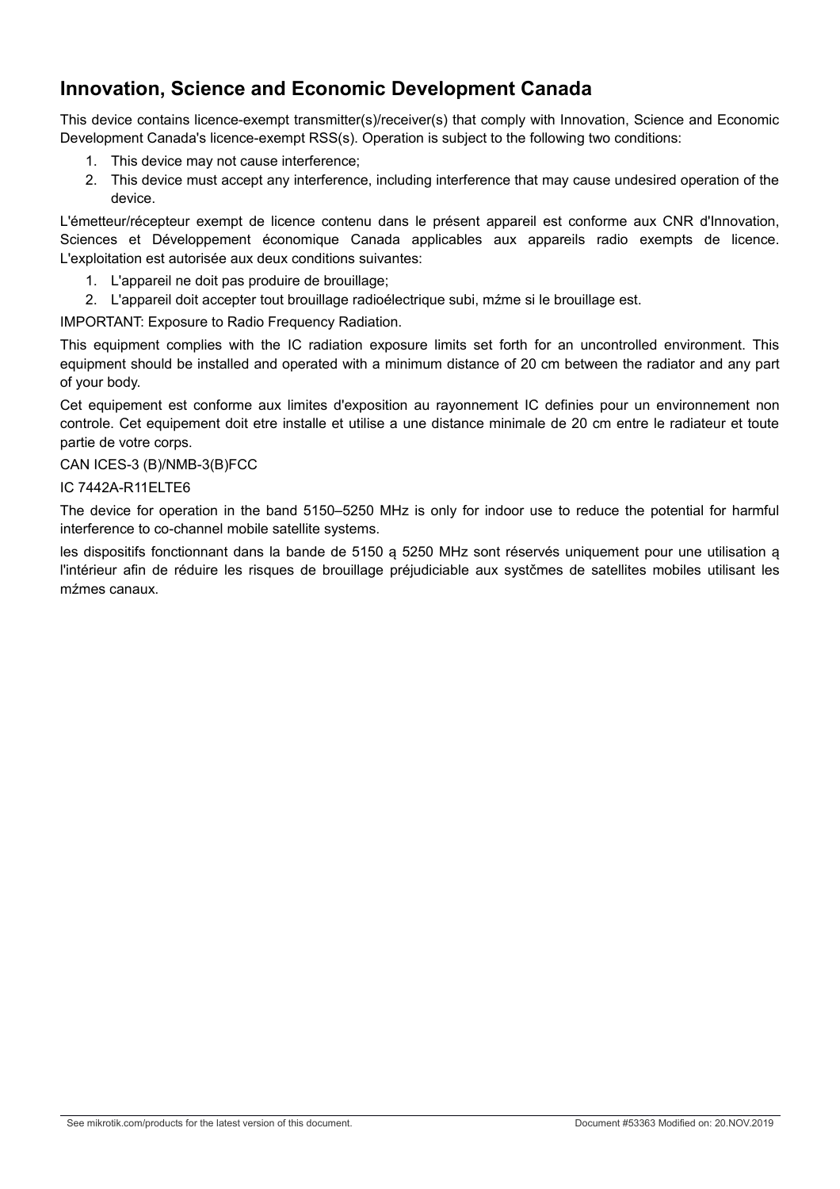## Innovation, Science and Economic Development Canada

This device contains licence-exempt transmitter(s)/receiver(s) that comply with Innovation, Science and Economic Development Canada's licence-exempt RSS(s). Operation is subject to the following two conditions:

1. This device may not cause interference;
2. This device must accept any interference, including interference that may cause undesired operation of the device.

L'émetteur/récepteur exempt de licence contenu dans le présent appareil est conforme aux CNR d'Innovation, Sciences et Développement économique Canada applicables aux appareils radio exempts de licence. L'exploitation est autorisée aux deux conditions suivantes:

1. L'appareil ne doit pas produire de brouillage;
2. L'appareil doit accepter tout brouillage radioélectrique subi, mźme si le brouillage est.

IMPORTANT: Exposure to Radio Frequency Radiation.

This equipment complies with the IC radiation exposure limits set forth for an uncontrolled environment. This equipment should be installed and operated with a minimum distance of 20 cm between the radiator and any part of your body.

Cet equipement est conforme aux limites d'exposition au rayonnement IC definies pour un environnement non controle. Cet equipement doit etre installe et utilise a une distance minimale de 20 cm entre le radiateur et toute partie de votre corps.

CAN ICES-3 (B)/NMB-3(B)FCC

IC 7442A-R11ELTE6

The device for operation in the band 5150–5250 MHz is only for indoor use to reduce the potential for harmful interference to co-channel mobile satellite systems.

les dispositifs fonctionnant dans la bande de 5150 ą 5250 MHz sont réservés uniquement pour une utilisation ą l'intérieur afin de réduire les risques de brouillage préjudiciable aux systčmes de satellites mobiles utilisant les mźmes canaux.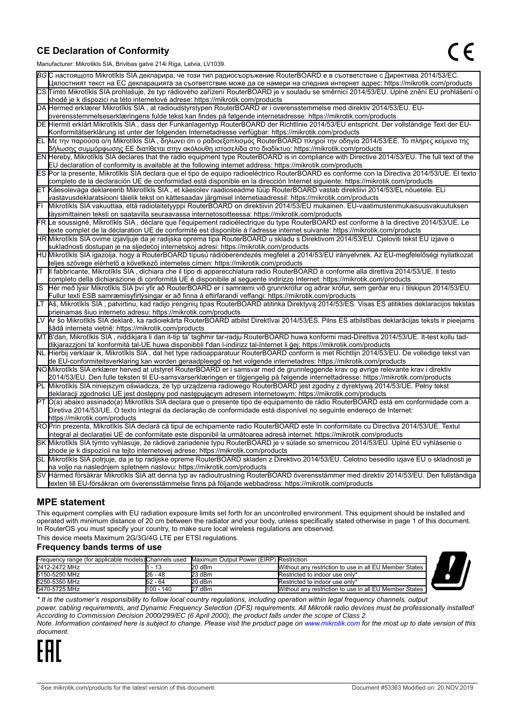## CE Declaration of Conformity

Manufacturer: Mikrotikls SIA, Brivibas gatve 214i Riga, Latvia, LV1039.

| | |
|---|---|
| BG | С настоящото Mikrotīkls SIA декларира, че този тип радиосъоръжение RouterBOARD е в съответствие с Директива 2014/53/ЕС. Цялостният текст на ЕС декларацията за съответствие може да се намери на следния интернет адрес: https://mikrotik.com/products |
| CS | Tímto Mikrotīkls SIA prohlašuje, že typ rádiového zařízení RouterBOARD je v souladu se směrnicí 2014/53/EU. Úplné znění EU prohlášení o shodě je k dispozici na této internetové adrese: https://mikrotik.com/products |
| DA | Hermed erklærer Mikrotīkls SIA , at radioudstyrstypen RouterBOARD er i overensstemmelse med direktiv 2014/53/EU. EU-overensstemmelseserklæringens fulde tekst kan findes på følgende internetadresse: https://mikrotik.com/products |
| DE | Hiermit erklärt Mikrotīkls SIA , dass der Funkanlagentyp RouterBOARD der Richtlinie 2014/53/EU entspricht. Der vollständige Text der EU-Konformitätserklärung ist unter der folgenden Internetadresse verfügbar: https://mikrotik.com/products |
| EL | Με την παρούσα ο/η Mikrotīkls SIA , δηλώνει ότι ο ραδιοεξοπλισμός RouterBOARD πληροί την οδηγία 2014/53/ΕΕ. Το πλήρες κείμενο της δήλωσης συμμόρφωσης ΕΕ διατίθεται στην ακόλουθη ιστοσελίδα στο διαδίκτυο: https://mikrotik.com/products |
| EN | Hereby, Mikrotīkls SIA declares that the radio equipment type RouterBOARD is in compliance with Directive 2014/53/EU. The full text of the EU declaration of conformity is available at the following internet address: https://mikrotik.com/products |
| ES | Por la presente, Mikrotīkls SIA declara que el tipo de equipo radioeléctrico RouterBOARD es conforme con la Directiva 2014/53/UE. El texto completo de la declaración UE de conformidad está disponible en la dirección Internet siguiente: https://mikrotik.com/products |
| ET | Käesolevaga deklareerib Mikrotīkls SIA , et käesolev raadioseadme tüüp RouterBOARD vastab direktiivi 2014/53/EL nõuetele. ELi vastavusdeklaratsiooni täielik tekst on kättesaadav järgmisel internetiaadressil: https://mikrotik.com/products |
| FI | Mikrotīkls SIA vakuuttaa, että radiolaitetyyppi RouterBOARD on direktiivin 2014/53/EU mukainen. EU-vaatimustenmukaisuusvakuutuksen täysimittainen teksti on saatavilla seuraavassa internetosoitteessa: https://mikrotik.com/products |
| FR | Le soussigné, Mikrotīkls SIA , déclare que l'équipement radioélectrique du type RouterBOARD est conforme à la directive 2014/53/UE. Le texte complet de la déclaration UE de conformité est disponible à l'adresse internet suivante: https://mikrotik.com/products |
| HR | Mikrotīkls SIA ovime izjavljuje da je radijska oprema tipa RouterBOARD u skladu s Direktivom 2014/53/EU. Cjeloviti tekst EU izjave o sukladnosti dostupan je na sljedećoj internetskoj adresi: https://mikrotik.com/products |
| HU | Mikrotīkls SIA igazolja, hogy a RouterBOARD típusú rádióberendezés megfelel a 2014/53/EU irányelvnek. Az EU-megfelelőségi nyilatkozat teljes szövege elérhető a következő internetes címen: https://mikrotik.com/products |
| IT | Il fabbricante, Mikrotīkls SIA , dichiara che il tipo di apparecchiatura radio RouterBOARD è conforme alla direttiva 2014/53/UE. Il testo completo della dichiarazione di conformità UE è disponibile al seguente indirizzo Internet: https://mikrotik.com/products |
| IS | Hér með lýsir Mikrotīkls SIA því yfir að RouterBOARD er í samræmi við grunnkröfur og aðrar kröfur, sem gerðar eru í tilskipun 2014/53/EU. Fullur texti ESB samræmisyfirlýsingar er að finna á eftirfarandi veffangi: https://mikrotik.com/products |
| LT | Aš, Mikrotīkls SIA , patvirtinu, kad radijo įrenginių tipas RouterBOARD atitinka Direktyvą 2014/53/ES. Visas ES atitikties deklaracijos tekstas prieinamas šiuo interneto adresu: https://mikrotik.com/products |
| LV | Ar šo Mikrotīkls SIA deklarē, ka radioiekārta RouterBOARD atbilst Direktīvai 2014/53/ES. Pilns ES atbilstības deklarācijas teksts ir pieejams šādā interneta vietnē: https://mikrotik.com/products |
| MT | B'dan, Mikrotīkls SIA , niddikjara li dan it-tip ta' tagħmir tar-radju RouterBOARD huwa konformi mad-Direttiva 2014/53/UE. It-test kollu tad-dikjarazzjoni ta' konformità tal-UE huwa disponibbli f'dan l-indirizz tal-Internet li ġej: https://mikrotik.com/products |
| NL | Hierbij verklaar ik, Mikrotīkls SIA , dat het type radioapparatuur RouterBOARD conform is met Richtlijn 2014/53/EU. De volledige tekst van de EU-conformiteitsverklaring kan worden geraadpleegd op het volgende internetadres: https://mikrotik.com/products |
| NO | Mikrotīkls SIA erklærer herved at utstyret RouterBOARD er i samsvar med de grunnleggende krav og øvrige relevante krav i direktiv 2014/53/EU. Den fulle teksten til EU-samsvarserklæringen er tilgjengelig på følgende internettadresse: https://mikrotik.com/products |
| PL | Mikrotīkls SIA niniejszym oświadcza, że typ urządzenia radiowego RouterBOARD jest zgodny z dyrektywą 2014/53/UE. Pełny tekst deklaracji zgodności UE jest dostępny pod następującym adresem internetowym: https://mikrotik.com/products |
| PT | O(a) abaixo assinado(a) Mikrotīkls SIA declara que o presente tipo de equipamento de rádio RouterBOARD está em conformidade com a Diretiva 2014/53/UE. O texto integral da declaração de conformidade está disponível no seguinte endereço de Internet: https://mikrotik.com/products |
| RO | Prin prezenta, Mikrotīkls SIA declară că tipul de echipamente radio RouterBOARD este în conformitate cu Directiva 2014/53/UE. Textul integral al declarației UE de conformitate este disponibil la următoarea adresă internet: https://mikrotik.com/products |
| SK | Mikrotīkls SIA týmto vyhlasuje, že rádiové zariadenie typu RouterBOARD je v súlade so smernicou 2014/53/EÚ. Úplné EÚ vyhlásenie o zhode je k dispozícii na tejto internetovej adrese: https://mikrotik.com/products |
| SL | Mikrotīkls SIA potrjuje, da je tip radijske opreme RouterBOARD skladen z Direktivo 2014/53/EU. Celotno besedilo izjave EU o skladnosti je na voljo na naslednjem spletnem naslovu: https://mikrotik.com/products |
| SV | Härmed försäkrar Mikrotīkls SIA att denna typ av radioutrustning RouterBOARD överensstämmer med direktiv 2014/53/EU. Den fullständiga texten till EU-försäkran om överensstämmelse finns på följande webbadress: https://mikrotik.com/products |

## MPE statement

This equipment complies with EU radiation exposure limits set forth for an uncontrolled environment. This equipment should be installed and operated with minimum distance of 20 cm between the radiator and your body, unless specifically stated otherwise in page 1 of this document. In RouterOS you must specify your country, to make sure local wireless regulations are observed.

This device meets Maximum 2G/3G/4G LTE per ETSI regulations.

### Frequency bands terms of use

| Frequency range (for applicable models) | Channels used | Maximum Output Power (EIRP) | Restriction |
|---|---|---|---|
| 2412-2472 MHz | 1 - 13 | 20 dBm | Without any restriction to use in all EU Member States |
| 5150-5250 MHz | 26 - 48 | 23 dBm | Restricted to indoor use only* |
| 5250-5350 MHz | 52 - 64 | 20 dBm | Restricted to indoor use only* |
| 5470-5725 MHz | 100 - 140 | 27 dBm | Without any restriction to use in all EU Member States |

*\* It is the customer's responsibility to follow local country regulations, including operation within legal frequency channels, output power, cabling requirements, and Dynamic Frequency Selection (DFS) requirements. All Mikrotik radio devices must be professionally installed! According to Commission Decision 2000/299/EC (6 April 2000), the product falls under the scope of Class 2.*

*Note. Information contained here is subject to change. Please visit the product page on www.mikrotik.com for the most up to date version of this document.*

See mikrotik.com/products for the latest version of this document. Document #53363 Modified on: 20.NOV.2019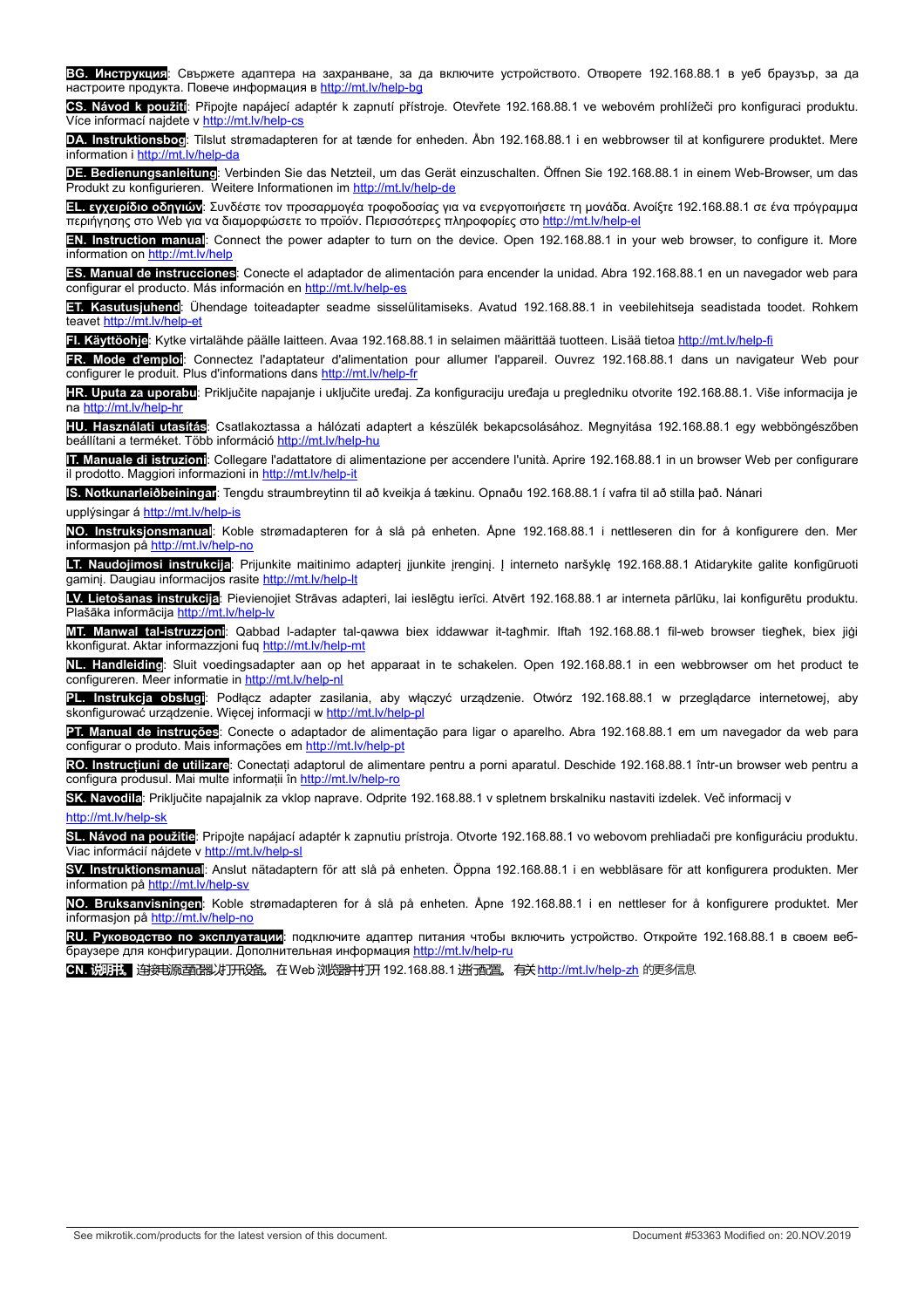**BG. Инструкция**: Свържете адаптера на захранване, за да включите устройството. Отворете 192.168.88.1 в уеб браузър, за да настроите продукта. Повече информация в http://mt.lv/help-bg

**CS. Návod k použití**: Připojte napájecí adaptér k zapnutí přístroje. Otevřete 192.168.88.1 ve webovém prohlížeči pro konfiguraci produktu. Více informací najdete v http://mt.lv/help-cs

**DA. Instruktionsbog**: Tilslut strømadapteren for at tænde for enheden. Åbn 192.168.88.1 i en webbrowser til at konfigurere produktet. Mere information i http://mt.lv/help-da

**DE. Bedienungsanleitung**: Verbinden Sie das Netzteil, um das Gerät einzuschalten. Öffnen Sie 192.168.88.1 in einem Web-Browser, um das Produkt zu konfigurieren. Weitere Informationen im http://mt.lv/help-de

**EL. εγχειρίδιο οδηγιών**: Συνδέστε τον προσαρμογέα τροφοδοσίας για να ενεργοποιήσετε τη μονάδα. Ανοίξτε 192.168.88.1 σε ένα πρόγραμμα περιήγησης στο Web για να διαμορφώσετε το προϊόν. Περισσότερες πληροφορίες στο http://mt.lv/help-el

**EN. Instruction manual**: Connect the power adapter to turn on the device. Open 192.168.88.1 in your web browser, to configure it. More information on http://mt.lv/help

**ES. Manual de instrucciones**: Conecte el adaptador de alimentación para encender la unidad. Abra 192.168.88.1 en un navegador web para configurar el producto. Más información en http://mt.lv/help-es

**ET. Kasutusjuhend**: Ühendage toiteadapter seadme sisselülitamiseks. Avatud 192.168.88.1 in veebilehitseja seadistada toodet. Rohkem teavet http://mt.lv/help-et

**FI. Käyttöohje**: Kytke virtalähde päälle laitteen. Avaa 192.168.88.1 in selaimen määrittää tuotteen. Lisää tietoa http://mt.lv/help-fi

**FR. Mode d'emploi**: Connectez l'adaptateur d'alimentation pour allumer l'appareil. Ouvrez 192.168.88.1 dans un navigateur Web pour configurer le produit. Plus d'informations dans http://mt.lv/help-fr

**HR. Uputa za uporabu**: Priključite napajanje i uključite uređaj. Za konfiguraciju uređaja u pregledniku otvorite 192.168.88.1. Više informacija je na http://mt.lv/help-hr

**HU. Használati utasítás**: Csatlakoztassa a hálózati adaptert a készülék bekapcsolásához. Megnyitása 192.168.88.1 egy webböngészőben beállítani a terméket. Több információ http://mt.lv/help-hu

**IT. Manuale di istruzioni**: Collegare l'adattatore di alimentazione per accendere l'unità. Aprire 192.168.88.1 in un browser Web per configurare il prodotto. Maggiori informazioni in http://mt.lv/help-it

**IS. Notkunarleiðbeiningar**: Tengdu straumbreytinn til að kveikja á tækinu. Opnaðu 192.168.88.1 í vafra til að stilla það. Nánari upplýsingar á http://mt.lv/help-is

**NO. Instruksjonsmanual**: Koble strømadapteren for å slå på enheten. Åpne 192.168.88.1 i nettleseren din for å konfigurere den. Mer informasjon på http://mt.lv/help-no

**LT. Naudojimosi instrukcija**: Prijunkite maitinimo adapterį įjunkite įrenginį. Į interneto naršyklę 192.168.88.1 Atidarykite galite konfigūruoti gaminį. Daugiau informacijos rasite http://mt.lv/help-lt

**LV. Lietošanas instrukcija**: Pievienojiet Strāvas adapteri, lai ieslēgtu ierīci. Atvērt 192.168.88.1 ar interneta pārlūku, lai konfigurētu produktu. Plašāka informācija http://mt.lv/help-lv

**MT. Manwal tal-istruzzjoni**: Qabbad l-adapter tal-qawwa biex iddawwar it-tagħmir. Iftaħ 192.168.88.1 fil-web browser tiegħek, biex jiġi kkonfigurat. Aktar informazzjoni fuq http://mt.lv/help-mt

**NL. Handleiding**: Sluit voedingsadapter aan op het apparaat in te schakelen. Open 192.168.88.1 in een webbrowser om het product te configureren. Meer informatie in http://mt.lv/help-nl

**PL. Instrukcja obsługi**: Podłącz adapter zasilania, aby włączyć urządzenie. Otwórz 192.168.88.1 w przeglądarce internetowej, aby skonfigurować urządzenie. Więcej informacji w http://mt.lv/help-pl

**PT. Manual de instruções**: Conecte o adaptador de alimentação para ligar o aparelho. Abra 192.168.88.1 em um navegador da web para configurar o produto. Mais informações em http://mt.lv/help-pt

**RO. Instrucțiuni de utilizare**: Conectați adaptorul de alimentare pentru a porni aparatul. Deschide 192.168.88.1 într-un browser web pentru a configura produsul. Mai multe informații în http://mt.lv/help-ro

**SK. Navodila**: Priključite napajalnik za vklop naprave. Odprite 192.168.88.1 v spletnem brskalniku nastaviti izdelek. Več informacij v http://mt.lv/help-sk

**SL. Návod na použitie**: Pripojte napájací adaptér k zapnutiu prístroja. Otvorte 192.168.88.1 vo webovom prehliadači pre konfiguráciu produktu. Viac informácií nájdete v http://mt.lv/help-sl

**SV. Instruktionsmanual**: Anslut nätadaptern för att slå på enheten. Öppna 192.168.88.1 i en webbläsare för att konfigurera produkten. Mer information på http://mt.lv/help-sv

**NO. Bruksanvisningen**: Koble strømadapteren for å slå på enheten. Åpne 192.168.88.1 i en nettleser for å konfigurere produktet. Mer informasjon på http://mt.lv/help-no

**RU. Руководство по эксплуатации**: подключите адаптер питания чтобы включить устройство. Откройте 192.168.88.1 в своем веб-браузере для конфигурации. Дополнительная информация http://mt.lv/help-ru

**CN. 说明书.** 连接电源适配器以打开设备。在 Web 浏览器中打开 192.168.88.1 进行配置。有关 http://mt.lv/help-zh 的更多信息

See mikrotik.com/products for the latest version of this document. Document #53363 Modified on: 20.NOV.2019